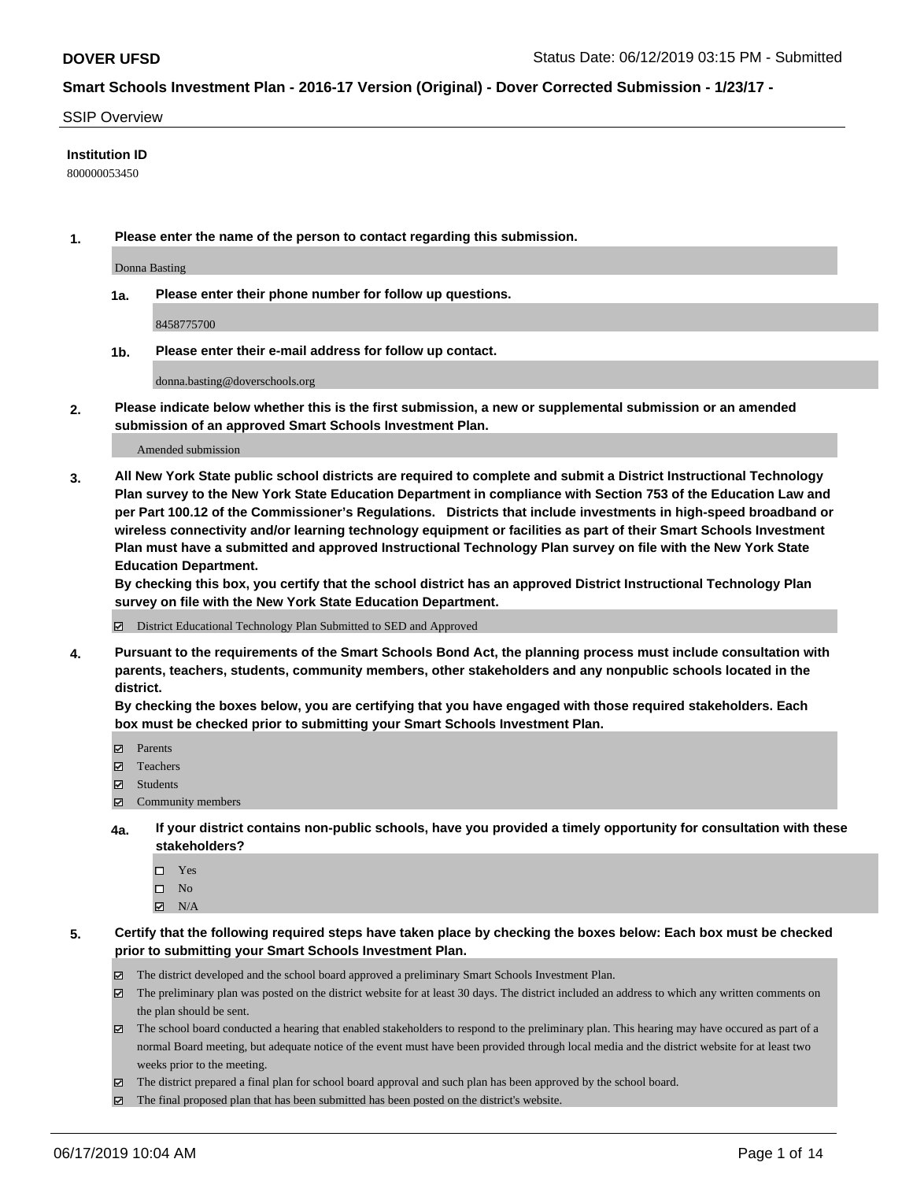# Smart Schools Investment Plan - 2016-17 Version (Original) - Dover Corrected Submission - 1/23/17 -

## SSIP Overview

**Institution ID**

800000053450

**1. Please enter the name of the person to contact regarding this submission.**

Donna Basting

**1a. Please enter their phone number for follow up questions.**

8458775700

**1b. Please enter their e-mail address for follow up contact.**

donna.basting@doverschools.org

**2. Please indicate below whether this is the first submission, a new or supplemental submission or an amended submission of an approved Smart Schools Investment Plan.**

Amended submission

**3. All New York State public school districts are required to complete and submit a District Instructional Technology Plan survey to the New York State Education Department in compliance with Section 753 of the Education Law and per Part 100.12 of the Commissioner's Regulations. Districts that include investments in high-speed broadband or wireless connectivity and/or learning technology equipment or facilities as part of their Smart Schools Investment Plan must have a submitted and approved Instructional Technology Plan survey on file with the New York State Education Department.**

**By checking this box, you certify that the school district has an approved District Instructional Technology Plan survey on file with the New York State Education Department.**

- [x] District Educational Technology Plan Submitted to SED and Approved

**4. Pursuant to the requirements of the Smart Schools Bond Act, the planning process must include consultation with parents, teachers, students, community members, other stakeholders and any nonpublic schools located in the district.**

**By checking the boxes below, you are certifying that you have engaged with those required stakeholders. Each box must be checked prior to submitting your Smart Schools Investment Plan.**

- [x] Parents
- [x] Teachers
- [x] Students
- [x] Community members

**4a. If your district contains non-public schools, have you provided a timely opportunity for consultation with these stakeholders?**

- [ ] Yes
- [ ] No
- [x] N/A

**5. Certify that the following required steps have taken place by checking the boxes below: Each box must be checked prior to submitting your Smart Schools Investment Plan.**

- [x] The district developed and the school board approved a preliminary Smart Schools Investment Plan.
- [x] The preliminary plan was posted on the district website for at least 30 days. The district included an address to which any written comments on the plan should be sent.
- [x] The school board conducted a hearing that enabled stakeholders to respond to the preliminary plan. This hearing may have occured as part of a normal Board meeting, but adequate notice of the event must have been provided through local media and the district website for at least two weeks prior to the meeting.
- [x] The district prepared a final plan for school board approval and such plan has been approved by the school board.
- [x] The final proposed plan that has been submitted has been posted on the district's website.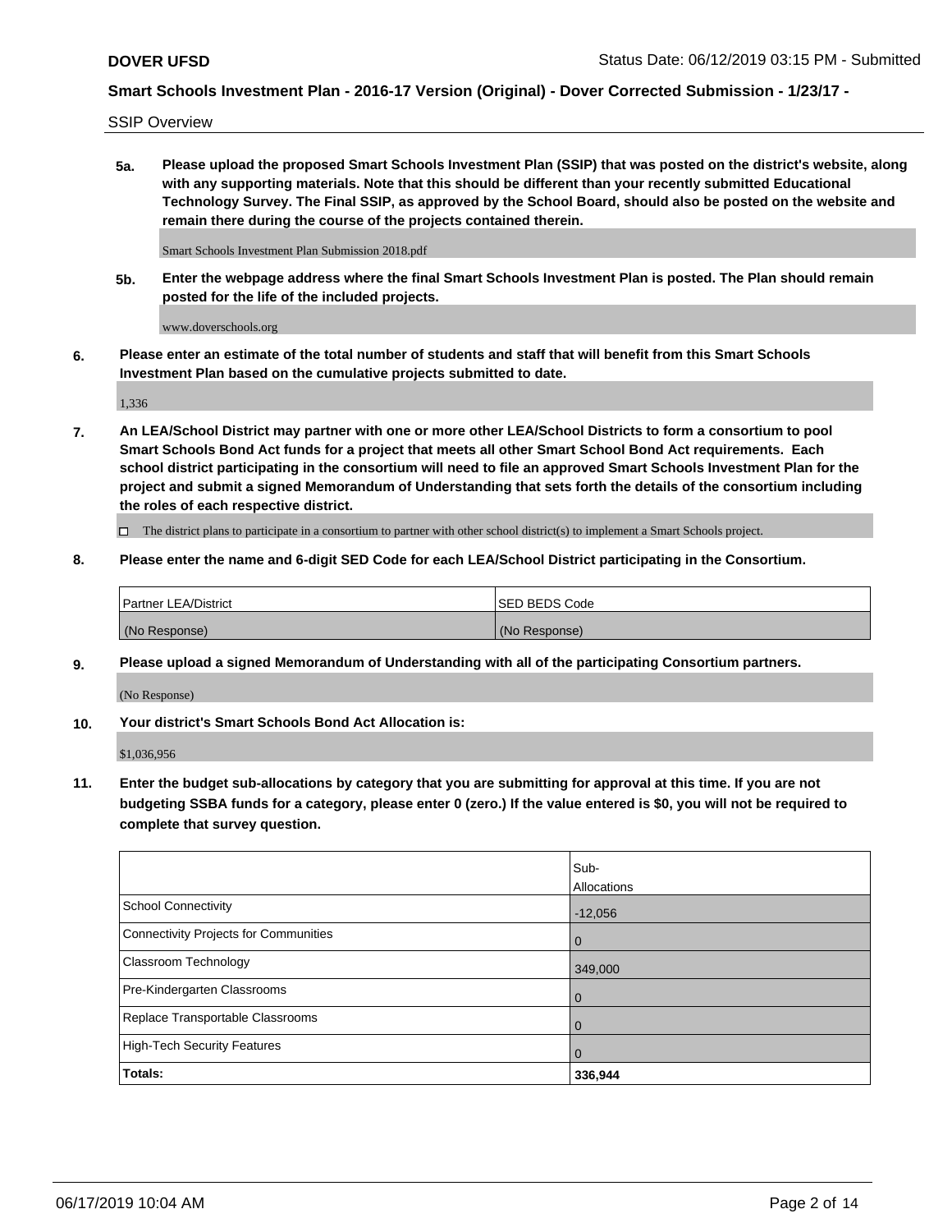SSIP Overview

**5a. Please upload the proposed Smart Schools Investment Plan (SSIP) that was posted on the district's website, along with any supporting materials. Note that this should be different than your recently submitted Educational Technology Survey. The Final SSIP, as approved by the School Board, should also be posted on the website and remain there during the course of the projects contained therein.**

Smart Schools Investment Plan Submission 2018.pdf

**5b. Enter the webpage address where the final Smart Schools Investment Plan is posted. The Plan should remain posted for the life of the included projects.**

www.doverschools.org

**6. Please enter an estimate of the total number of students and staff that will benefit from this Smart Schools Investment Plan based on the cumulative projects submitted to date.**

1,336

**7. An LEA/School District may partner with one or more other LEA/School Districts to form a consortium to pool Smart Schools Bond Act funds for a project that meets all other Smart School Bond Act requirements. Each school district participating in the consortium will need to file an approved Smart Schools Investment Plan for the project and submit a signed Memorandum of Understanding that sets forth the details of the consortium including the roles of each respective district.**

☐ The district plans to participate in a consortium to partner with other school district(s) to implement a Smart Schools project.

**8. Please enter the name and 6-digit SED Code for each LEA/School District participating in the Consortium.**

| Partner LEA/District | SED BEDS Code |
|---|---|
| (No Response) | (No Response) |

**9. Please upload a signed Memorandum of Understanding with all of the participating Consortium partners.**

(No Response)

**10. Your district's Smart Schools Bond Act Allocation is:**

$1,036,956

**11. Enter the budget sub-allocations by category that you are submitting for approval at this time. If you are not budgeting SSBA funds for a category, please enter 0 (zero.) If the value entered is $0, you will not be required to complete that survey question.**

| | Sub-Allocations |
|---|---|
| School Connectivity | -12,056 |
| Connectivity Projects for Communities | 0 |
| Classroom Technology | 349,000 |
| Pre-Kindergarten Classrooms | 0 |
| Replace Transportable Classrooms | 0 |
| High-Tech Security Features | 0 |
| **Totals:** | **336,944** |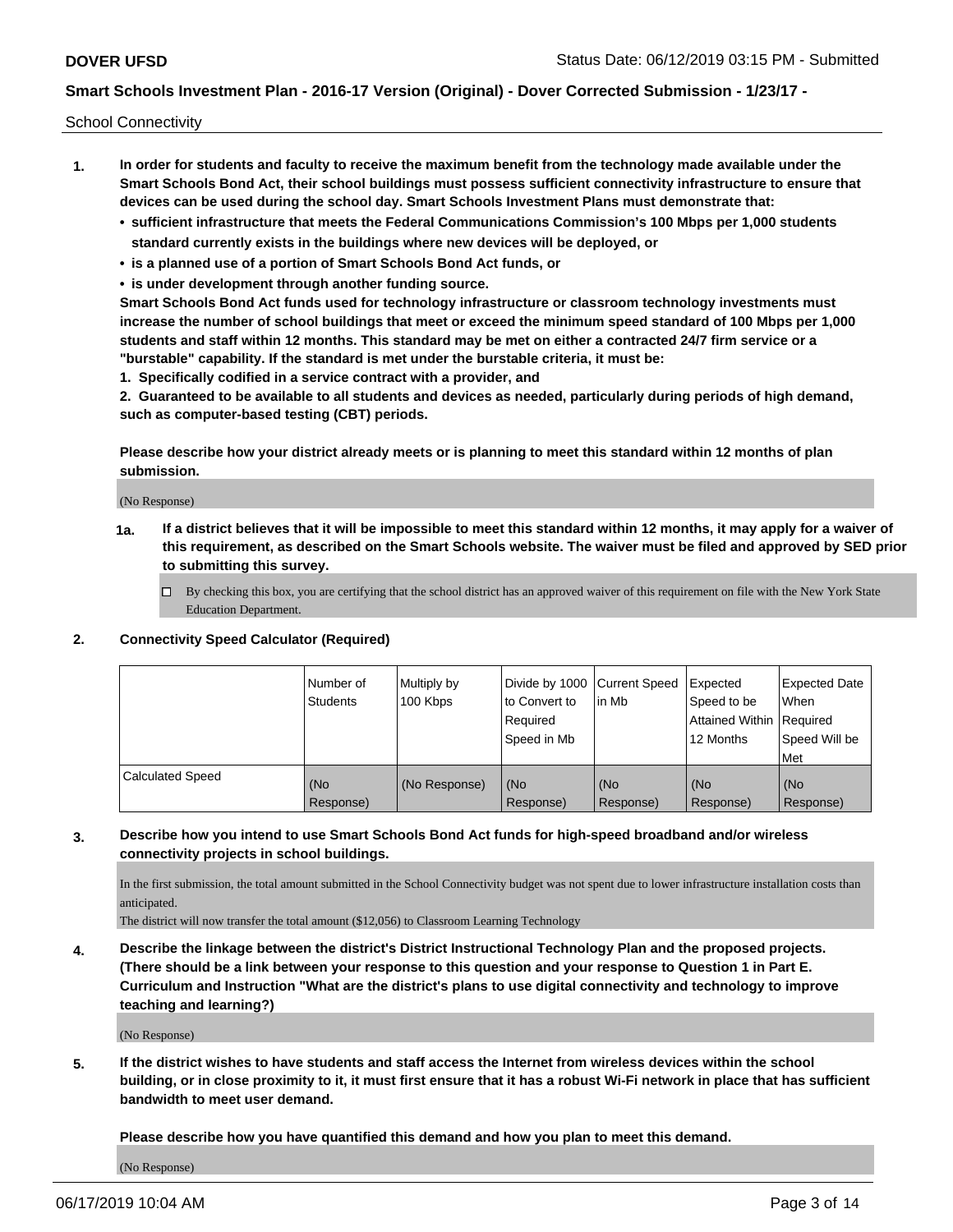School Connectivity

1. **In order for students and faculty to receive the maximum benefit from the technology made available under the Smart Schools Bond Act, their school buildings must possess sufficient connectivity infrastructure to ensure that devices can be used during the school day. Smart Schools Investment Plans must demonstrate that:**
   - **sufficient infrastructure that meets the Federal Communications Commission's 100 Mbps per 1,000 students standard currently exists in the buildings where new devices will be deployed, or**
   - **is a planned use of a portion of Smart Schools Bond Act funds, or**
   - **is under development through another funding source.**

   **Smart Schools Bond Act funds used for technology infrastructure or classroom technology investments must increase the number of school buildings that meet or exceed the minimum speed standard of 100 Mbps per 1,000 students and staff within 12 months. This standard may be met on either a contracted 24/7 firm service or a "burstable" capability. If the standard is met under the burstable criteria, it must be:**

   **1. Specifically codified in a service contract with a provider, and**

   **2. Guaranteed to be available to all students and devices as needed, particularly during periods of high demand, such as computer-based testing (CBT) periods.**

   **Please describe how your district already meets or is planning to meet this standard within 12 months of plan submission.**

   (No Response)

   **1a. If a district believes that it will be impossible to meet this standard within 12 months, it may apply for a waiver of this requirement, as described on the Smart Schools website. The waiver must be filed and approved by SED prior to submitting this survey.**

   ☐ By checking this box, you are certifying that the school district has an approved waiver of this requirement on file with the New York State Education Department.

2. **Connectivity Speed Calculator (Required)**

| | Number of Students | Multiply by 100 Kbps | Divide by 1000 to Convert to Required Speed in Mb | Current Speed in Mb | Expected Speed to be Attained Within 12 Months | Expected Date When Required Speed Will be Met |
|---|---|---|---|---|---|---|
| Calculated Speed | (No Response) | (No Response) | (No Response) | (No Response) | (No Response) | (No Response) |

3. **Describe how you intend to use Smart Schools Bond Act funds for high-speed broadband and/or wireless connectivity projects in school buildings.**

   In the first submission, the total amount submitted in the School Connectivity budget was not spent due to lower infrastructure installation costs than anticipated.
   The district will now transfer the total amount ($12,056) to Classroom Learning Technology

4. **Describe the linkage between the district's District Instructional Technology Plan and the proposed projects. (There should be a link between your response to this question and your response to Question 1 in Part E. Curriculum and Instruction "What are the district's plans to use digital connectivity and technology to improve teaching and learning?)**

   (No Response)

5. **If the district wishes to have students and staff access the Internet from wireless devices within the school building, or in close proximity to it, it must first ensure that it has a robust Wi-Fi network in place that has sufficient bandwidth to meet user demand.**

   **Please describe how you have quantified this demand and how you plan to meet this demand.**

   (No Response)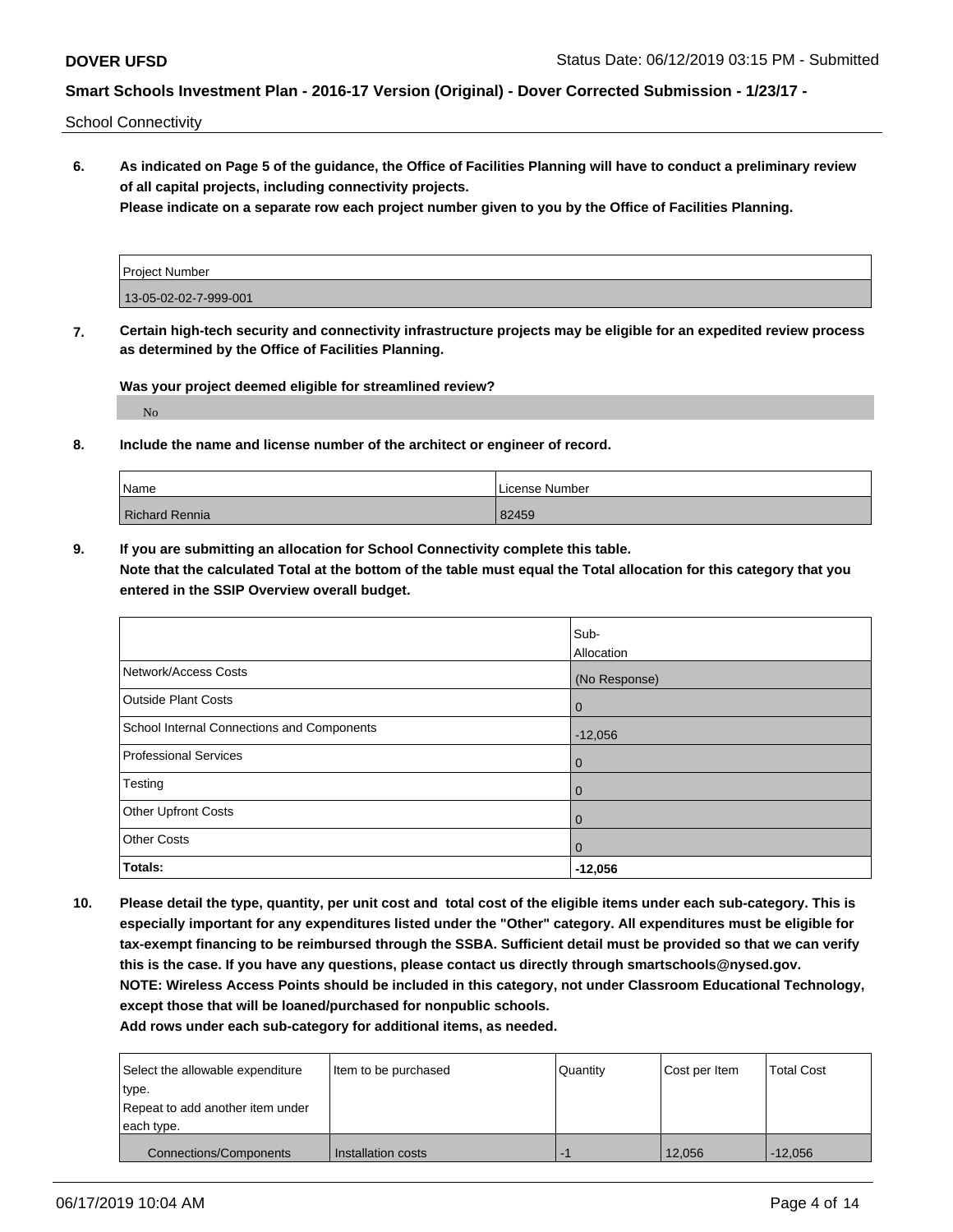School Connectivity

**6. As indicated on Page 5 of the guidance, the Office of Facilities Planning will have to conduct a preliminary review of all capital projects, including connectivity projects.**
**Please indicate on a separate row each project number given to you by the Office of Facilities Planning.**

| Project Number |
|---|
| 13-05-02-02-7-999-001 |

**7. Certain high-tech security and connectivity infrastructure projects may be eligible for an expedited review process as determined by the Office of Facilities Planning.**

**Was your project deemed eligible for streamlined review?**

No

**8. Include the name and license number of the architect or engineer of record.**

| Name | License Number |
|---|---|
| Richard Rennia | 82459 |

**9. If you are submitting an allocation for School Connectivity complete this table.**
**Note that the calculated Total at the bottom of the table must equal the Total allocation for this category that you entered in the SSIP Overview overall budget.**

| | Sub-Allocation |
|---|---|
| Network/Access Costs | (No Response) |
| Outside Plant Costs | 0 |
| School Internal Connections and Components | -12,056 |
| Professional Services | 0 |
| Testing | 0 |
| Other Upfront Costs | 0 |
| Other Costs | 0 |
| **Totals:** | **-12,056** |

**10. Please detail the type, quantity, per unit cost and total cost of the eligible items under each sub-category. This is especially important for any expenditures listed under the "Other" category. All expenditures must be eligible for tax-exempt financing to be reimbursed through the SSBA. Sufficient detail must be provided so that we can verify this is the case. If you have any questions, please contact us directly through smartschools@nysed.gov.**
**NOTE: Wireless Access Points should be included in this category, not under Classroom Educational Technology, except those that will be loaned/purchased for nonpublic schools.**
**Add rows under each sub-category for additional items, as needed.**

| Select the allowable expenditure type. Repeat to add another item under each type. | Item to be purchased | Quantity | Cost per Item | Total Cost |
|---|---|---|---|---|
| Connections/Components | Installation costs | -1 | 12,056 | -12,056 |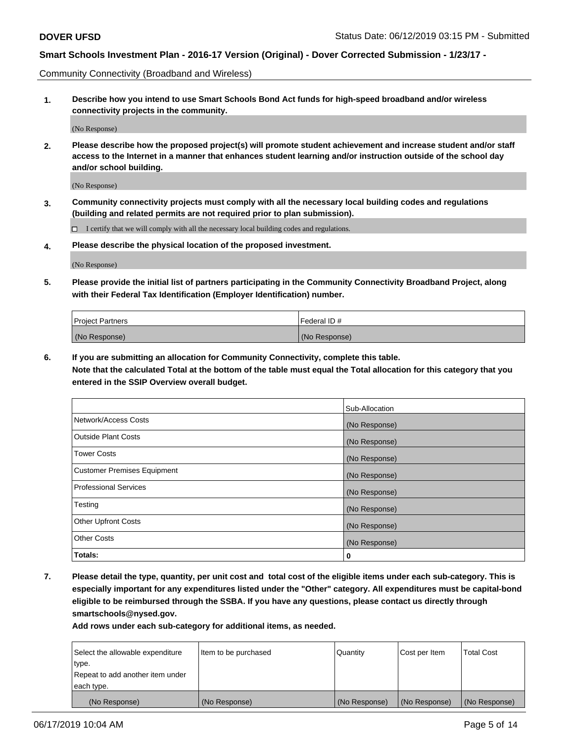Community Connectivity (Broadband and Wireless)

**1. Describe how you intend to use Smart Schools Bond Act funds for high-speed broadband and/or wireless connectivity projects in the community.**

(No Response)

**2. Please describe how the proposed project(s) will promote student achievement and increase student and/or staff access to the Internet in a manner that enhances student learning and/or instruction outside of the school day and/or school building.**

(No Response)

**3. Community connectivity projects must comply with all the necessary local building codes and regulations (building and related permits are not required prior to plan submission).**

☐ I certify that we will comply with all the necessary local building codes and regulations.

**4. Please describe the physical location of the proposed investment.**

(No Response)

**5. Please provide the initial list of partners participating in the Community Connectivity Broadband Project, along with their Federal Tax Identification (Employer Identification) number.**

| Project Partners | Federal ID # |
|---|---|
| (No Response) | (No Response) |

**6. If you are submitting an allocation for Community Connectivity, complete this table. Note that the calculated Total at the bottom of the table must equal the Total allocation for this category that you entered in the SSIP Overview overall budget.**

| | Sub-Allocation |
|---|---|
| Network/Access Costs | (No Response) |
| Outside Plant Costs | (No Response) |
| Tower Costs | (No Response) |
| Customer Premises Equipment | (No Response) |
| Professional Services | (No Response) |
| Testing | (No Response) |
| Other Upfront Costs | (No Response) |
| Other Costs | (No Response) |
| **Totals:** | **0** |

**7. Please detail the type, quantity, per unit cost and total cost of the eligible items under each sub-category. This is especially important for any expenditures listed under the "Other" category. All expenditures must be capital-bond eligible to be reimbursed through the SSBA. If you have any questions, please contact us directly through smartschools@nysed.gov.**

**Add rows under each sub-category for additional items, as needed.**

| Select the allowable expenditure type. Repeat to add another item under each type. | Item to be purchased | Quantity | Cost per Item | Total Cost |
|---|---|---|---|---|
| (No Response) | (No Response) | (No Response) | (No Response) | (No Response) |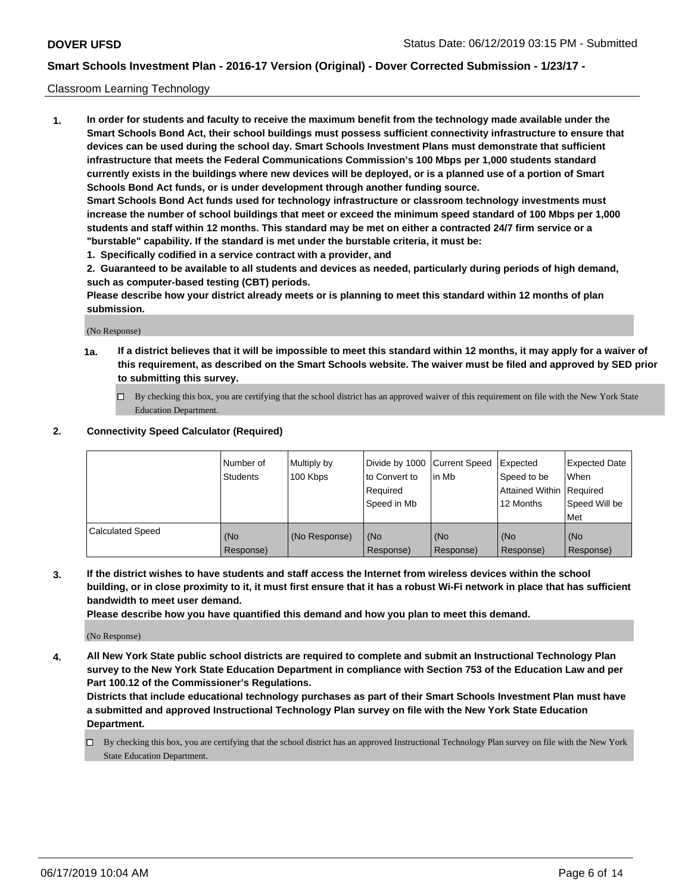Classroom Learning Technology

1. **In order for students and faculty to receive the maximum benefit from the technology made available under the Smart Schools Bond Act, their school buildings must possess sufficient connectivity infrastructure to ensure that devices can be used during the school day. Smart Schools Investment Plans must demonstrate that sufficient infrastructure that meets the Federal Communications Commission's 100 Mbps per 1,000 students standard currently exists in the buildings where new devices will be deployed, or is a planned use of a portion of Smart Schools Bond Act funds, or is under development through another funding source.**
   **Smart Schools Bond Act funds used for technology infrastructure or classroom technology investments must increase the number of school buildings that meet or exceed the minimum speed standard of 100 Mbps per 1,000 students and staff within 12 months. This standard may be met on either a contracted 24/7 firm service or a "burstable" capability. If the standard is met under the burstable criteria, it must be:**
   **1. Specifically codified in a service contract with a provider, and**
   **2. Guaranteed to be available to all students and devices as needed, particularly during periods of high demand, such as computer-based testing (CBT) periods.**
   **Please describe how your district already meets or is planning to meet this standard within 12 months of plan submission.**

   (No Response)

   **1a. If a district believes that it will be impossible to meet this standard within 12 months, it may apply for a waiver of this requirement, as described on the Smart Schools website. The waiver must be filed and approved by SED prior to submitting this survey.**

   ☐ By checking this box, you are certifying that the school district has an approved waiver of this requirement on file with the New York State Education Department.

2. **Connectivity Speed Calculator (Required)**

| | Number of Students | Multiply by 100 Kbps | Divide by 1000 to Convert to Required Speed in Mb | Current Speed in Mb | Expected Speed to be Attained Within 12 Months | Expected Date When Required Speed Will be Met |
|---|---|---|---|---|---|---|
| Calculated Speed | (No Response) | (No Response) | (No Response) | (No Response) | (No Response) | (No Response) |

3. **If the district wishes to have students and staff access the Internet from wireless devices within the school building, or in close proximity to it, it must first ensure that it has a robust Wi-Fi network in place that has sufficient bandwidth to meet user demand.**
   **Please describe how you have quantified this demand and how you plan to meet this demand.**

   (No Response)

4. **All New York State public school districts are required to complete and submit an Instructional Technology Plan survey to the New York State Education Department in compliance with Section 753 of the Education Law and per Part 100.12 of the Commissioner's Regulations.**
   **Districts that include educational technology purchases as part of their Smart Schools Investment Plan must have a submitted and approved Instructional Technology Plan survey on file with the New York State Education Department.**

   ☐ By checking this box, you are certifying that the school district has an approved Instructional Technology Plan survey on file with the New York State Education Department.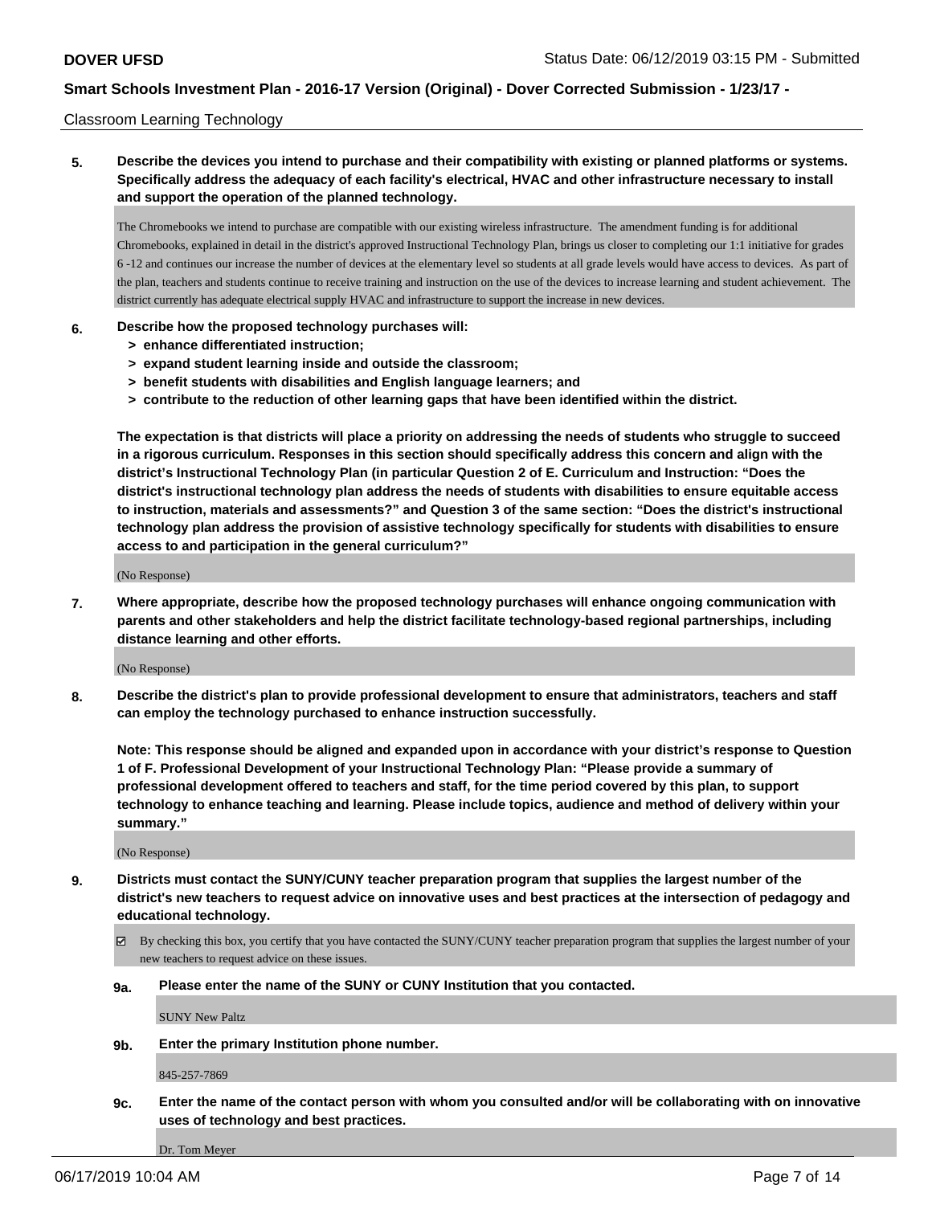Classroom Learning Technology

**5. Describe the devices you intend to purchase and their compatibility with existing or planned platforms or systems. Specifically address the adequacy of each facility's electrical, HVAC and other infrastructure necessary to install and support the operation of the planned technology.**

The Chromebooks we intend to purchase are compatible with our existing wireless infrastructure. The amendment funding is for additional Chromebooks, explained in detail in the district's approved Instructional Technology Plan, brings us closer to completing our 1:1 initiative for grades 6 -12 and continues our increase the number of devices at the elementary level so students at all grade levels would have access to devices. As part of the plan, teachers and students continue to receive training and instruction on the use of the devices to increase learning and student achievement. The district currently has adequate electrical supply HVAC and infrastructure to support the increase in new devices.

**6. Describe how the proposed technology purchases will:**
- **> enhance differentiated instruction;**
- **> expand student learning inside and outside the classroom;**
- **> benefit students with disabilities and English language learners; and**
- **> contribute to the reduction of other learning gaps that have been identified within the district.**

**The expectation is that districts will place a priority on addressing the needs of students who struggle to succeed in a rigorous curriculum. Responses in this section should specifically address this concern and align with the district's Instructional Technology Plan (in particular Question 2 of E. Curriculum and Instruction: "Does the district's instructional technology plan address the needs of students with disabilities to ensure equitable access to instruction, materials and assessments?" and Question 3 of the same section: "Does the district's instructional technology plan address the provision of assistive technology specifically for students with disabilities to ensure access to and participation in the general curriculum?"**

(No Response)

**7. Where appropriate, describe how the proposed technology purchases will enhance ongoing communication with parents and other stakeholders and help the district facilitate technology-based regional partnerships, including distance learning and other efforts.**

(No Response)

**8. Describe the district's plan to provide professional development to ensure that administrators, teachers and staff can employ the technology purchased to enhance instruction successfully.**

**Note: This response should be aligned and expanded upon in accordance with your district's response to Question 1 of F. Professional Development of your Instructional Technology Plan: "Please provide a summary of professional development offered to teachers and staff, for the time period covered by this plan, to support technology to enhance teaching and learning. Please include topics, audience and method of delivery within your summary."**

(No Response)

**9. Districts must contact the SUNY/CUNY teacher preparation program that supplies the largest number of the district's new teachers to request advice on innovative uses and best practices at the intersection of pedagogy and educational technology.**

☑ By checking this box, you certify that you have contacted the SUNY/CUNY teacher preparation program that supplies the largest number of your new teachers to request advice on these issues.

**9a. Please enter the name of the SUNY or CUNY Institution that you contacted.**

SUNY New Paltz

**9b. Enter the primary Institution phone number.**

845-257-7869

**9c. Enter the name of the contact person with whom you consulted and/or will be collaborating with on innovative uses of technology and best practices.**

Dr. Tom Meyer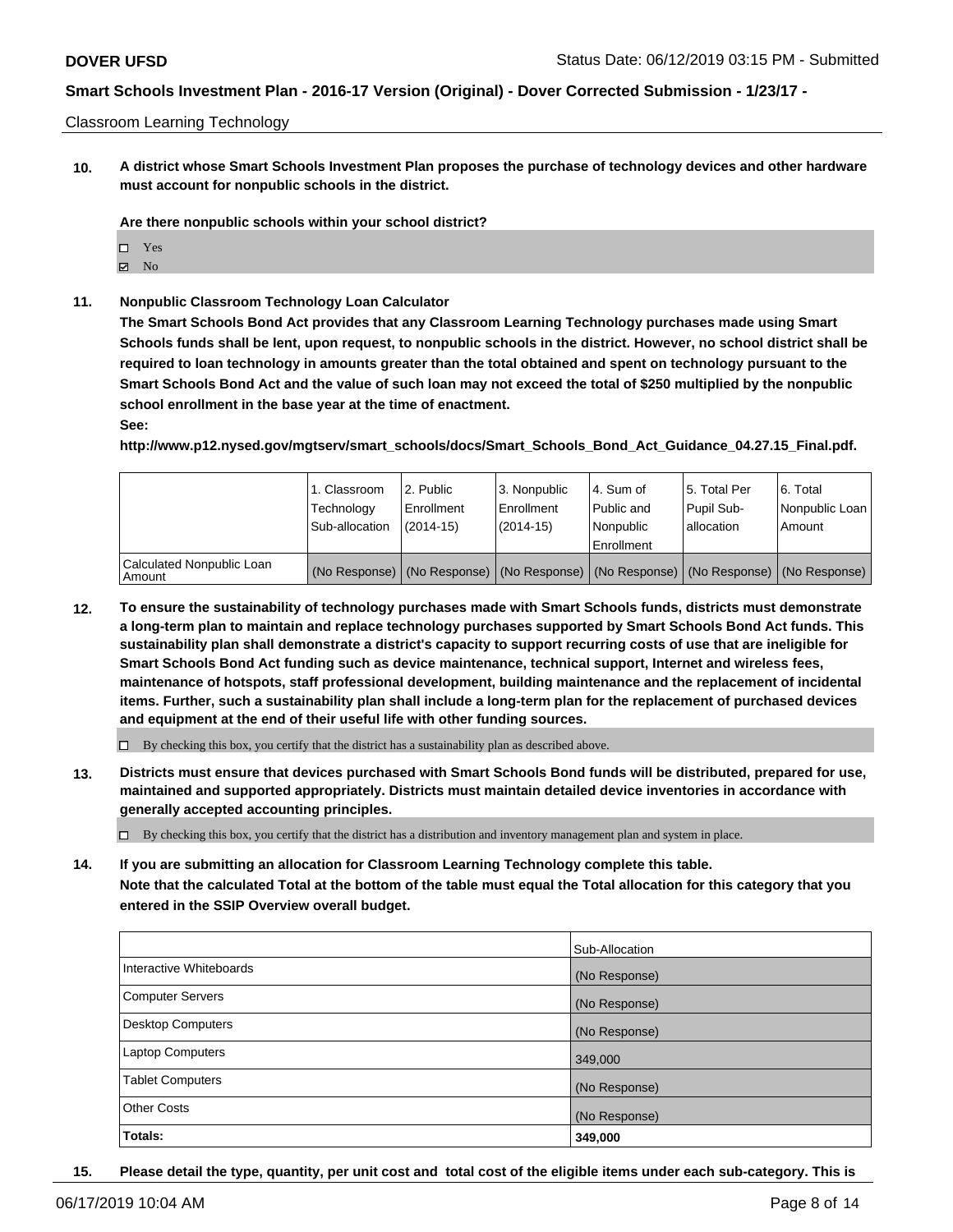Classroom Learning Technology

**10. A district whose Smart Schools Investment Plan proposes the purchase of technology devices and other hardware must account for nonpublic schools in the district.**

**Are there nonpublic schools within your school district?**

- ☐ Yes
- ☑ No

**11. Nonpublic Classroom Technology Loan Calculator**

**The Smart Schools Bond Act provides that any Classroom Learning Technology purchases made using Smart Schools funds shall be lent, upon request, to nonpublic schools in the district. However, no school district shall be required to loan technology in amounts greater than the total obtained and spent on technology pursuant to the Smart Schools Bond Act and the value of such loan may not exceed the total of $250 multiplied by the nonpublic school enrollment in the base year at the time of enactment.**

**See:**

**http://www.p12.nysed.gov/mgtserv/smart_schools/docs/Smart_Schools_Bond_Act_Guidance_04.27.15_Final.pdf.**

| | 1. Classroom Technology Sub-allocation | 2. Public Enrollment (2014-15) | 3. Nonpublic Enrollment (2014-15) | 4. Sum of Public and Nonpublic Enrollment | 5. Total Per Pupil Sub-allocation | 6. Total Nonpublic Loan Amount |
|---|---|---|---|---|---|---|
| Calculated Nonpublic Loan Amount | (No Response) | (No Response) | (No Response) | (No Response) | (No Response) | (No Response) |

**12. To ensure the sustainability of technology purchases made with Smart Schools funds, districts must demonstrate a long-term plan to maintain and replace technology purchases supported by Smart Schools Bond Act funds. This sustainability plan shall demonstrate a district's capacity to support recurring costs of use that are ineligible for Smart Schools Bond Act funding such as device maintenance, technical support, Internet and wireless fees, maintenance of hotspots, staff professional development, building maintenance and the replacement of incidental items. Further, such a sustainability plan shall include a long-term plan for the replacement of purchased devices and equipment at the end of their useful life with other funding sources.**

- ☐ By checking this box, you certify that the district has a sustainability plan as described above.

**13. Districts must ensure that devices purchased with Smart Schools Bond funds will be distributed, prepared for use, maintained and supported appropriately. Districts must maintain detailed device inventories in accordance with generally accepted accounting principles.**

- ☐ By checking this box, you certify that the district has a distribution and inventory management plan and system in place.

**14. If you are submitting an allocation for Classroom Learning Technology complete this table. Note that the calculated Total at the bottom of the table must equal the Total allocation for this category that you entered in the SSIP Overview overall budget.**

| | Sub-Allocation |
|---|---|
| Interactive Whiteboards | (No Response) |
| Computer Servers | (No Response) |
| Desktop Computers | (No Response) |
| Laptop Computers | 349,000 |
| Tablet Computers | (No Response) |
| Other Costs | (No Response) |
| **Totals:** | **349,000** |

**15. Please detail the type, quantity, per unit cost and total cost of the eligible items under each sub-category. This is**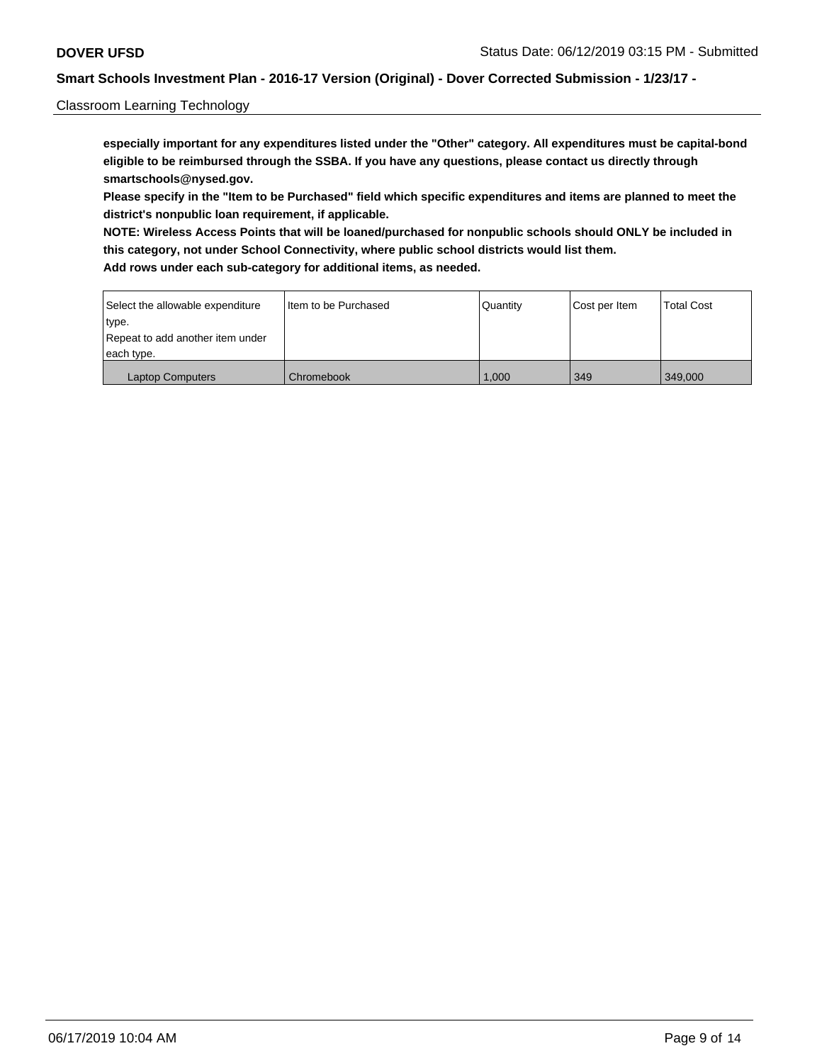**especially important for any expenditures listed under the "Other" category. All expenditures must be capital-bond eligible to be reimbursed through the SSBA. If you have any questions, please contact us directly through smartschools@nysed.gov.**

**Please specify in the "Item to be Purchased" field which specific expenditures and items are planned to meet the district's nonpublic loan requirement, if applicable.**

**NOTE: Wireless Access Points that will be loaned/purchased for nonpublic schools should ONLY be included in this category, not under School Connectivity, where public school districts would list them.**

**Add rows under each sub-category for additional items, as needed.**

| Select the allowable expenditure type. Repeat to add another item under each type. | Item to be Purchased | Quantity | Cost per Item | Total Cost |
|---|---|---|---|---|
| Laptop Computers | Chromebook | 1,000 | 349 | 349,000 |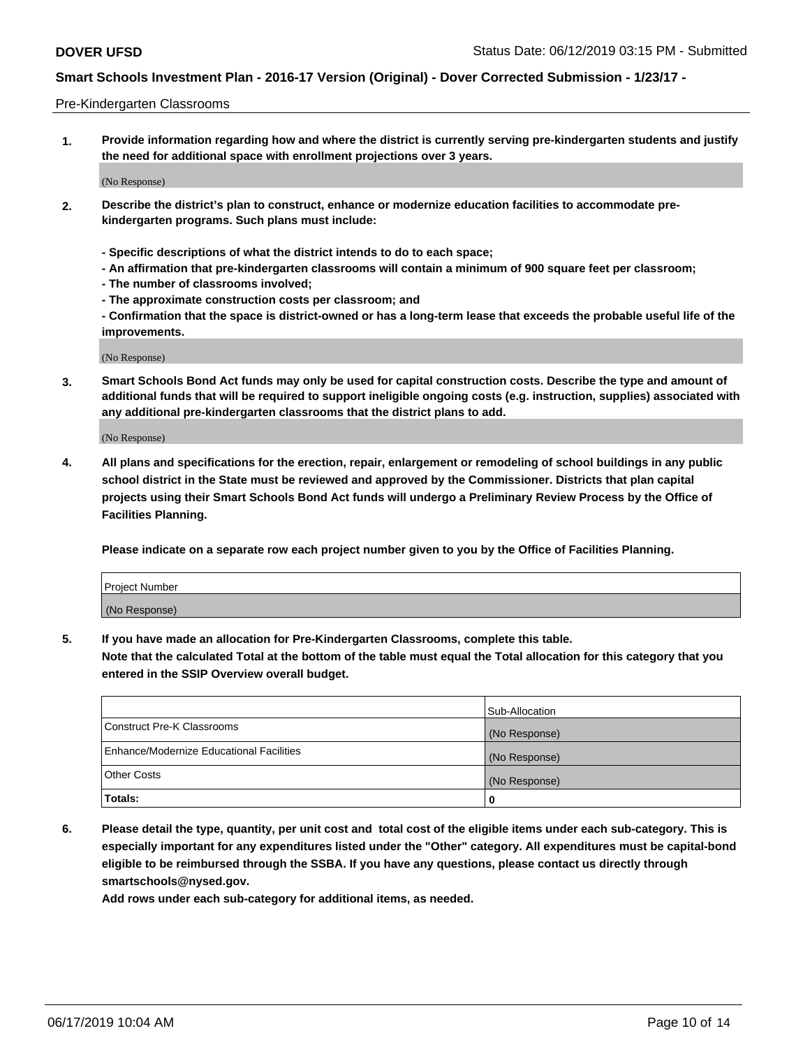Pre-Kindergarten Classrooms

**1. Provide information regarding how and where the district is currently serving pre-kindergarten students and justify the need for additional space with enrollment projections over 3 years.**

(No Response)

**2. Describe the district's plan to construct, enhance or modernize education facilities to accommodate pre-kindergarten programs. Such plans must include:**

**- Specific descriptions of what the district intends to do to each space;**
**- An affirmation that pre-kindergarten classrooms will contain a minimum of 900 square feet per classroom;**
**- The number of classrooms involved;**
**- The approximate construction costs per classroom; and**
**- Confirmation that the space is district-owned or has a long-term lease that exceeds the probable useful life of the improvements.**

(No Response)

**3. Smart Schools Bond Act funds may only be used for capital construction costs. Describe the type and amount of additional funds that will be required to support ineligible ongoing costs (e.g. instruction, supplies) associated with any additional pre-kindergarten classrooms that the district plans to add.**

(No Response)

**4. All plans and specifications for the erection, repair, enlargement or remodeling of school buildings in any public school district in the State must be reviewed and approved by the Commissioner. Districts that plan capital projects using their Smart Schools Bond Act funds will undergo a Preliminary Review Process by the Office of Facilities Planning.**

**Please indicate on a separate row each project number given to you by the Office of Facilities Planning.**

| Project Number |
| --- |
| (No Response) |

**5. If you have made an allocation for Pre-Kindergarten Classrooms, complete this table.**
**Note that the calculated Total at the bottom of the table must equal the Total allocation for this category that you entered in the SSIP Overview overall budget.**

| | Sub-Allocation |
| --- | --- |
| Construct Pre-K Classrooms | (No Response) |
| Enhance/Modernize Educational Facilities | (No Response) |
| Other Costs | (No Response) |
| **Totals:** | **0** |

**6. Please detail the type, quantity, per unit cost and total cost of the eligible items under each sub-category. This is especially important for any expenditures listed under the "Other" category. All expenditures must be capital-bond eligible to be reimbursed through the SSBA. If you have any questions, please contact us directly through smartschools@nysed.gov.**
**Add rows under each sub-category for additional items, as needed.**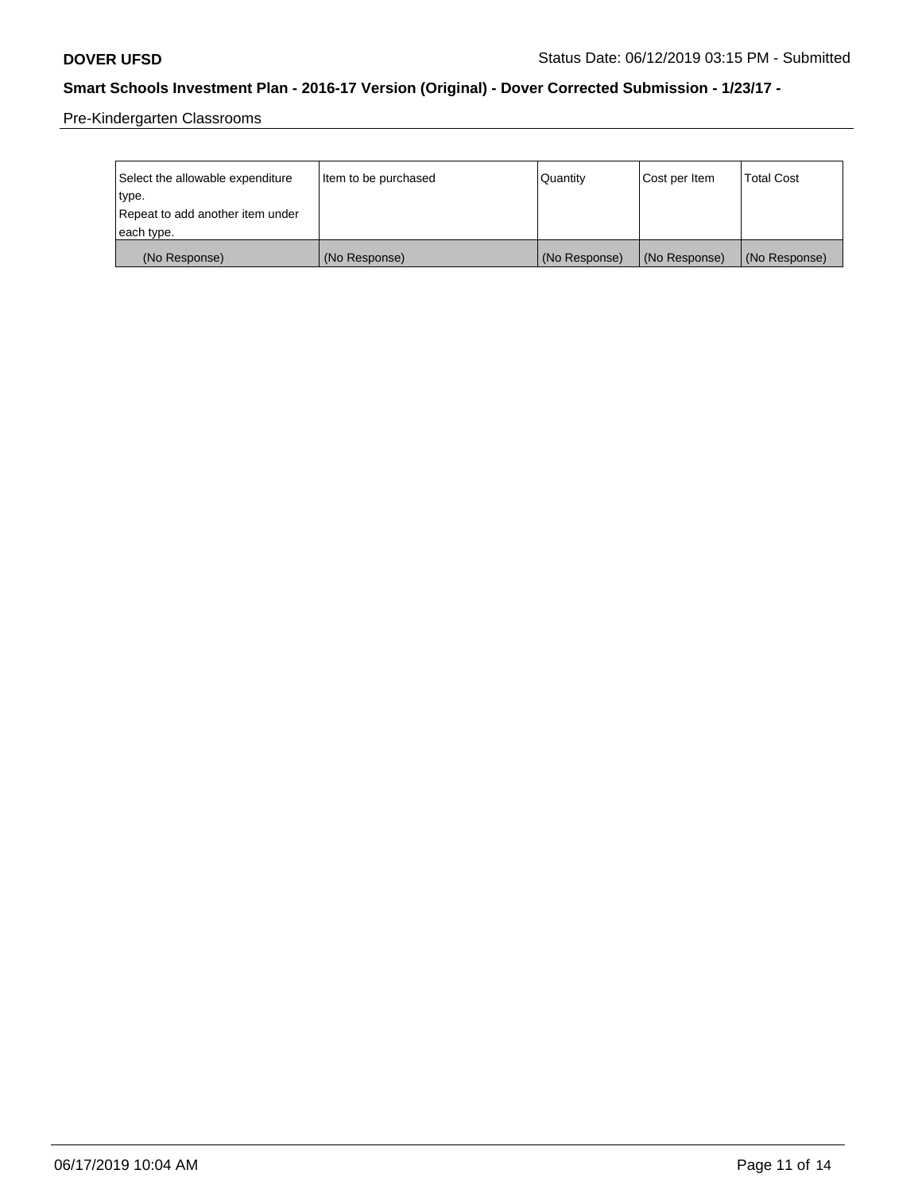Pre-Kindergarten Classrooms

| Select the allowable expenditure type. Repeat to add another item under each type. | Item to be purchased | Quantity | Cost per Item | Total Cost |
|---|---|---|---|---|
| (No Response) | (No Response) | (No Response) | (No Response) | (No Response) |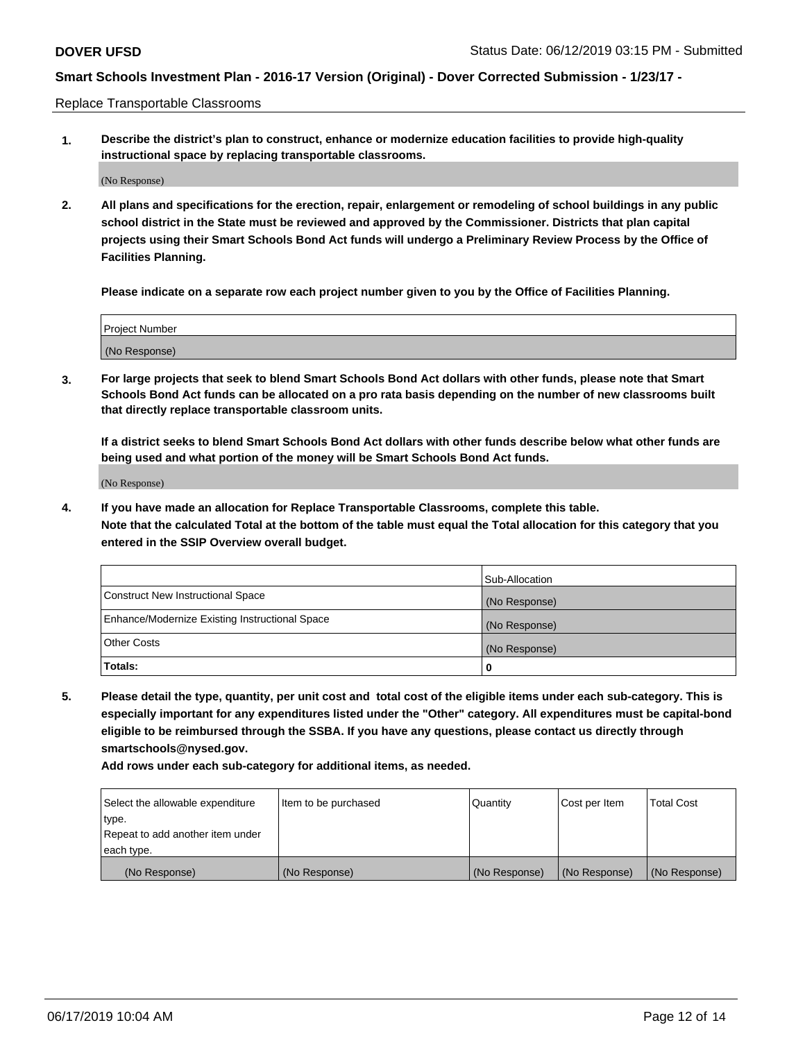Replace Transportable Classrooms

1. **Describe the district's plan to construct, enhance or modernize education facilities to provide high-quality instructional space by replacing transportable classrooms.**

(No Response)

2. **All plans and specifications for the erection, repair, enlargement or remodeling of school buildings in any public school district in the State must be reviewed and approved by the Commissioner. Districts that plan capital projects using their Smart Schools Bond Act funds will undergo a Preliminary Review Process by the Office of Facilities Planning.**

   **Please indicate on a separate row each project number given to you by the Office of Facilities Planning.**

| Project Number |
| --- |
| (No Response) |

3. **For large projects that seek to blend Smart Schools Bond Act dollars with other funds, please note that Smart Schools Bond Act funds can be allocated on a pro rata basis depending on the number of new classrooms built that directly replace transportable classroom units.**

   **If a district seeks to blend Smart Schools Bond Act dollars with other funds describe below what other funds are being used and what portion of the money will be Smart Schools Bond Act funds.**

(No Response)

4. **If you have made an allocation for Replace Transportable Classrooms, complete this table. Note that the calculated Total at the bottom of the table must equal the Total allocation for this category that you entered in the SSIP Overview overall budget.**

| | Sub-Allocation |
| --- | --- |
| Construct New Instructional Space | (No Response) |
| Enhance/Modernize Existing Instructional Space | (No Response) |
| Other Costs | (No Response) |
| **Totals:** | **0** |

5. **Please detail the type, quantity, per unit cost and total cost of the eligible items under each sub-category. This is especially important for any expenditures listed under the "Other" category. All expenditures must be capital-bond eligible to be reimbursed through the SSBA. If you have any questions, please contact us directly through smartschools@nysed.gov.**

   **Add rows under each sub-category for additional items, as needed.**

| Select the allowable expenditure type. Repeat to add another item under each type. | Item to be purchased | Quantity | Cost per Item | Total Cost |
| --- | --- | --- | --- | --- |
| (No Response) | (No Response) | (No Response) | (No Response) | (No Response) |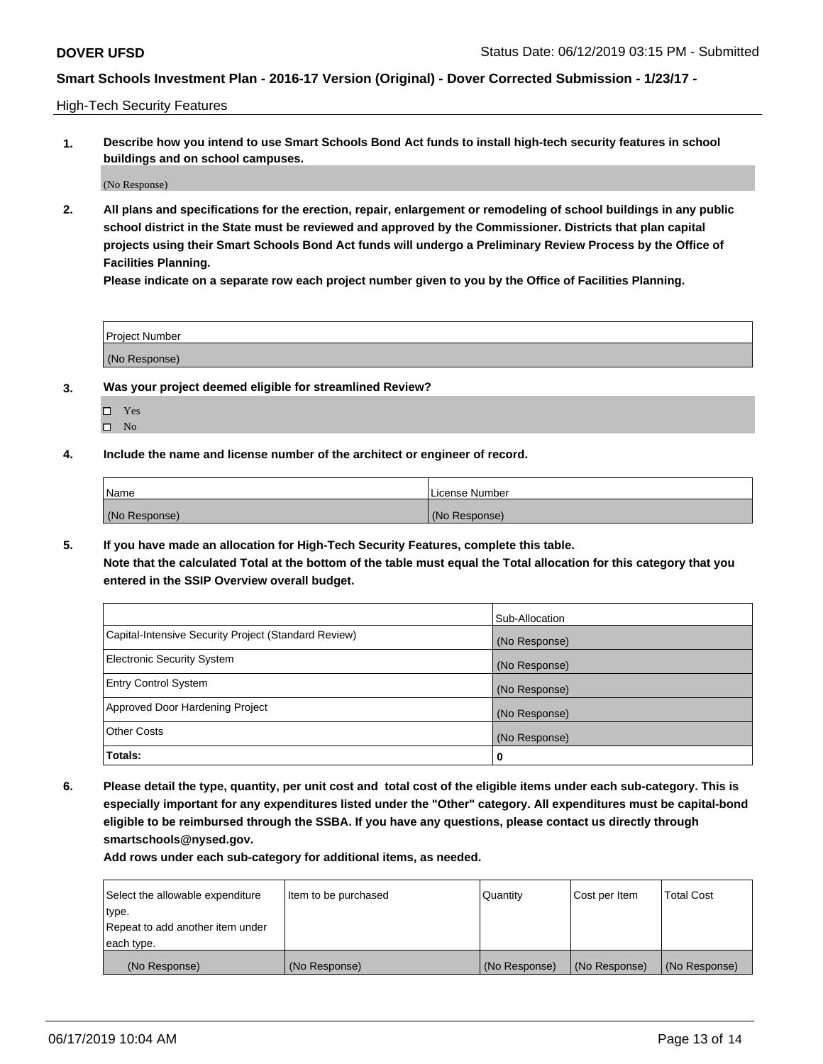High-Tech Security Features

**1. Describe how you intend to use Smart Schools Bond Act funds to install high-tech security features in school buildings and on school campuses.**

(No Response)

**2. All plans and specifications for the erection, repair, enlargement or remodeling of school buildings in any public school district in the State must be reviewed and approved by the Commissioner. Districts that plan capital projects using their Smart Schools Bond Act funds will undergo a Preliminary Review Process by the Office of Facilities Planning.**

**Please indicate on a separate row each project number given to you by the Office of Facilities Planning.**

| Project Number |
| --- |
| (No Response) |

**3. Was your project deemed eligible for streamlined Review?**

- ☐ Yes
- ☐ No

**4. Include the name and license number of the architect or engineer of record.**

| Name | License Number |
| --- | --- |
| (No Response) | (No Response) |

**5. If you have made an allocation for High-Tech Security Features, complete this table.**
**Note that the calculated Total at the bottom of the table must equal the Total allocation for this category that you entered in the SSIP Overview overall budget.**

| | Sub-Allocation |
| --- | --- |
| Capital-Intensive Security Project (Standard Review) | (No Response) |
| Electronic Security System | (No Response) |
| Entry Control System | (No Response) |
| Approved Door Hardening Project | (No Response) |
| Other Costs | (No Response) |
| **Totals:** | 0 |

**6. Please detail the type, quantity, per unit cost and total cost of the eligible items under each sub-category. This is especially important for any expenditures listed under the "Other" category. All expenditures must be capital-bond eligible to be reimbursed through the SSBA. If you have any questions, please contact us directly through smartschools@nysed.gov.**

**Add rows under each sub-category for additional items, as needed.**

| Select the allowable expenditure type. Repeat to add another item under each type. | Item to be purchased | Quantity | Cost per Item | Total Cost |
| --- | --- | --- | --- | --- |
| (No Response) | (No Response) | (No Response) | (No Response) | (No Response) |